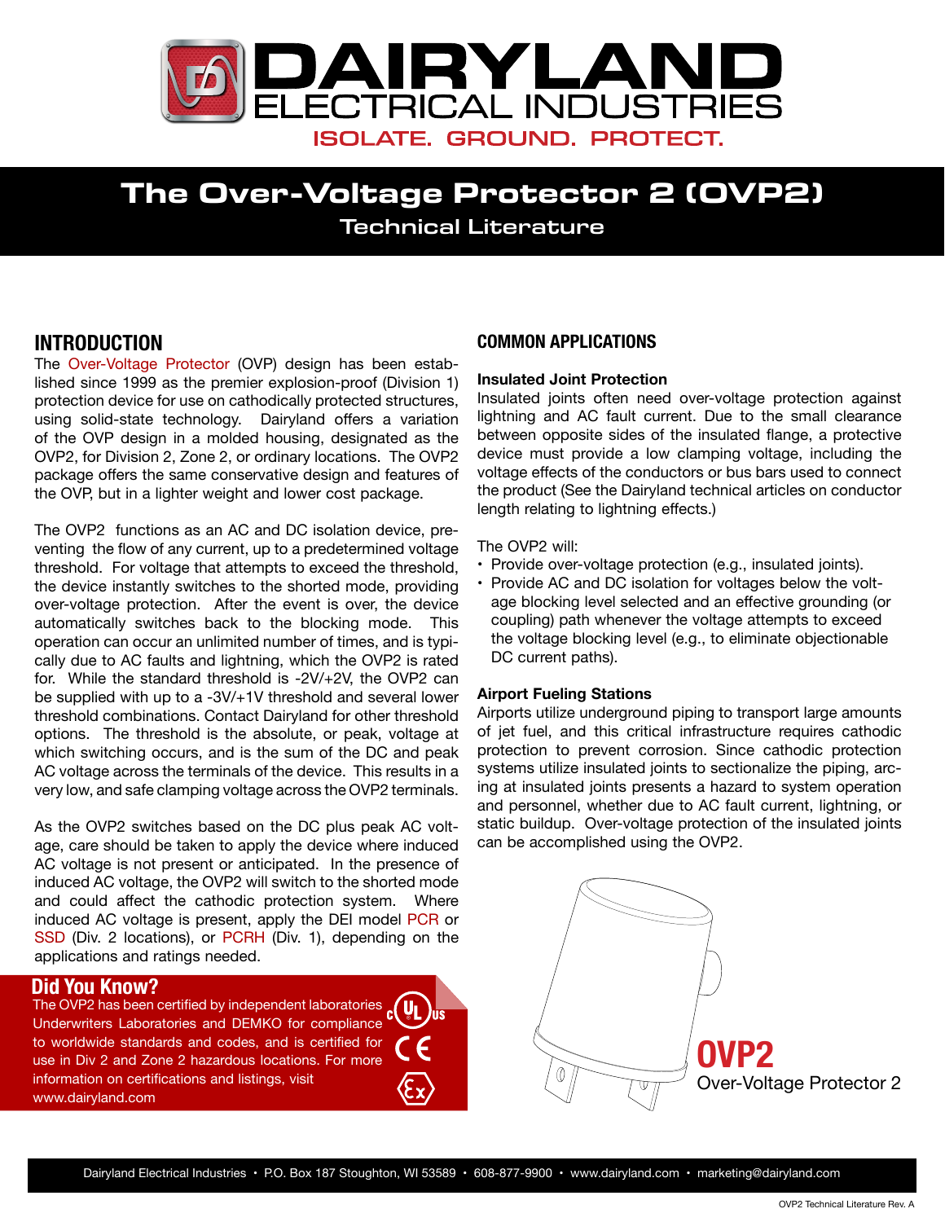# DAIRYLAND ELECTRICAL INDUSTRIES

ISOLATE. GROUND. PROTECT.

# The Over-Voltage Protector 2 (OVP2)

## Technical Literature

## INTRODUCTION

The Over-Voltage Protector (OVP) design has been established since 1999 as the premier explosion-proof (Division 1) protection device for use on cathodically protected structures, using solid-state technology. Dairyland offers a variation of the OVP design in a molded housing, designated as the OVP2, for Division 2, Zone 2, or ordinary locations. The OVP2 package offers the same conservative design and features of the OVP, but in a lighter weight and lower cost package.

The OVP2 functions as an AC and DC isolation device, preventing the flow of any current, up to a predetermined voltage threshold. For voltage that attempts to exceed the threshold, the device instantly switches to the shorted mode, providing over-voltage protection. After the event is over, the device automatically switches back to the blocking mode. This operation can occur an unlimited number of times, and is typically due to AC faults and lightning, which the OVP2 is rated for. While the standard threshold is -2V/+2V, the OVP2 can be supplied with up to a -3V/+1V threshold and several lower threshold combinations. Contact Dairyland for other threshold options. The threshold is the absolute, or peak, voltage at which switching occurs, and is the sum of the DC and peak AC voltage across the terminals of the device. This results in a very low, and safe clamping voltage across the OVP2 terminals.

As the OVP2 switches based on the DC plus peak AC voltage, care should be taken to apply the device where induced AC voltage is not present or anticipated. In the presence of induced AC voltage, the OVP2 will switch to the shorted mode and could affect the cathodic protection system. Where induced AC voltage is present, apply the DEI model PCR or SSD (Div. 2 locations), or PCRH (Div. 1), depending on the applications and ratings needed.

### Did You Know?

The OVP2 has been certified by independent laboratories Underwriters Laboratories and DEMKO for compliance to worldwide standards and codes, and is certified for use in Div 2 and Zone 2 hazardous locations. For more information on certifications and listings, visit www.dairyland.com

## COMMON APPLICATIONS

### Insulated Joint Protection

Insulated joints often need over-voltage protection against lightning and AC fault current. Due to the small clearance between opposite sides of the insulated flange, a protective device must provide a low clamping voltage, including the voltage effects of the conductors or bus bars used to connect the product (See the Dairyland technical articles on conductor length relating to lightning effects.)

The OVP2 will:

- Provide over-voltage protection (e.g., insulated joints).
- Provide AC and DC isolation for voltages below the voltage blocking level selected and an effective grounding (or coupling) path whenever the voltage attempts to exceed the voltage blocking level (e.g., to eliminate objectionable DC current paths).

### Airport Fueling Stations

Airports utilize underground piping to transport large amounts of jet fuel, and this critical infrastructure requires cathodic protection to prevent corrosion. Since cathodic protection systems utilize insulated joints to sectionalize the piping, arcing at insulated joints presents a hazard to system operation and personnel, whether due to AC fault current, lightning, or static buildup. Over-voltage protection of the insulated joints can be accomplished using the OVP2.

**OVP2**
Over-Voltage Protector 2

Dairyland Electrical Industries • P.O. Box 187 Stoughton, WI 53589 • 608-877-9900 • www.dairyland.com • marketing@dairyland.com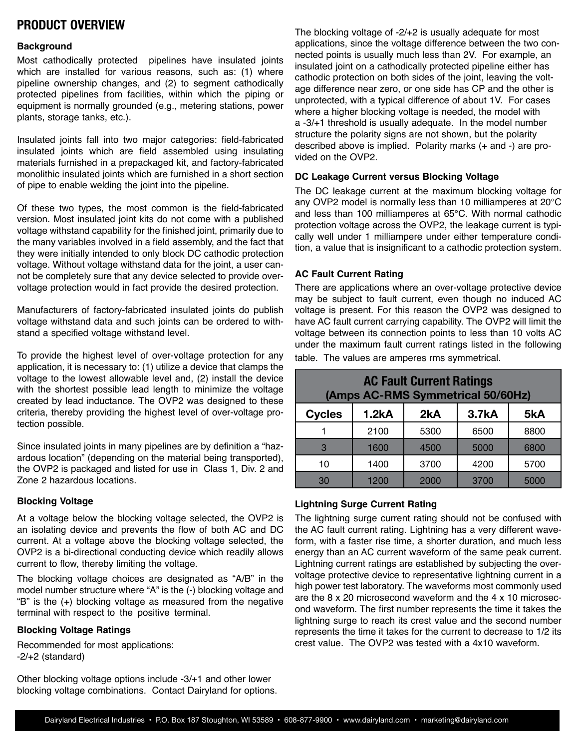## PRODUCT OVERVIEW

### Background

Most cathodically protected pipelines have insulated joints which are installed for various reasons, such as: (1) where pipeline ownership changes, and (2) to segment cathodically protected pipelines from facilities, within which the piping or equipment is normally grounded (e.g., metering stations, power plants, storage tanks, etc.).

Insulated joints fall into two major categories: field-fabricated insulated joints which are field assembled using insulating materials furnished in a prepackaged kit, and factory-fabricated monolithic insulated joints which are furnished in a short section of pipe to enable welding the joint into the pipeline.

Of these two types, the most common is the field-fabricated version. Most insulated joint kits do not come with a published voltage withstand capability for the finished joint, primarily due to the many variables involved in a field assembly, and the fact that they were initially intended to only block DC cathodic protection voltage. Without voltage withstand data for the joint, a user cannot be completely sure that any device selected to provide over-voltage protection would in fact provide the desired protection.

Manufacturers of factory-fabricated insulated joints do publish voltage withstand data and such joints can be ordered to withstand a specified voltage withstand level.

To provide the highest level of over-voltage protection for any application, it is necessary to: (1) utilize a device that clamps the voltage to the lowest allowable level and, (2) install the device with the shortest possible lead length to minimize the voltage created by lead inductance. The OVP2 was designed to these criteria, thereby providing the highest level of over-voltage protection possible.

Since insulated joints in many pipelines are by definition a "hazardous location" (depending on the material being transported), the OVP2 is packaged and listed for use in Class 1, Div. 2 and Zone 2 hazardous locations.

### Blocking Voltage

At a voltage below the blocking voltage selected, the OVP2 is an isolating device and prevents the flow of both AC and DC current. At a voltage above the blocking voltage selected, the OVP2 is a bi-directional conducting device which readily allows current to flow, thereby limiting the voltage.

The blocking voltage choices are designated as "A/B" in the model number structure where "A" is the (-) blocking voltage and "B" is the (+) blocking voltage as measured from the negative terminal with respect to the positive terminal.

### Blocking Voltage Ratings

Recommended for most applications:
-2/+2 (standard)

Other blocking voltage options include -3/+1 and other lower blocking voltage combinations. Contact Dairyland for options.

The blocking voltage of -2/+2 is usually adequate for most applications, since the voltage difference between the two connected points is usually much less than 2V. For example, an insulated joint on a cathodically protected pipeline either has cathodic protection on both sides of the joint, leaving the voltage difference near zero, or one side has CP and the other is unprotected, with a typical difference of about 1V. For cases where a higher blocking voltage is needed, the model with a -3/+1 threshold is usually adequate. In the model number structure the polarity signs are not shown, but the polarity described above is implied. Polarity marks (+ and -) are provided on the OVP2.

### DC Leakage Current versus Blocking Voltage

The DC leakage current at the maximum blocking voltage for any OVP2 model is normally less than 10 milliamperes at 20°C and less than 100 milliamperes at 65°C. With normal cathodic protection voltage across the OVP2, the leakage current is typically well under 1 milliampere under either temperature condition, a value that is insignificant to a cathodic protection system.

### AC Fault Current Rating

There are applications where an over-voltage protective device may be subject to fault current, even though no induced AC voltage is present. For this reason the OVP2 was designed to have AC fault current carrying capability. The OVP2 will limit the voltage between its connection points to less than 10 volts AC under the maximum fault current ratings listed in the following table. The values are amperes rms symmetrical.

**AC Fault Current Ratings (Amps AC-RMS Symmetrical 50/60Hz)**

| Cycles | 1.2kA | 2kA | 3.7kA | 5kA |
|---|---|---|---|---|
| 1 | 2100 | 5300 | 6500 | 8800 |
| 3 | 1600 | 4500 | 5000 | 6800 |
| 10 | 1400 | 3700 | 4200 | 5700 |
| 30 | 1200 | 2000 | 3700 | 5000 |

### Lightning Surge Current Rating

The lightning surge current rating should not be confused with the AC fault current rating. Lightning has a very different waveform, with a faster rise time, a shorter duration, and much less energy than an AC current waveform of the same peak current. Lightning current ratings are established by subjecting the over-voltage protective device to representative lightning current in a high power test laboratory. The waveforms most commonly used are the 8 x 20 microsecond waveform and the 4 x 10 microsecond waveform. The first number represents the time it takes the lightning surge to reach its crest value and the second number represents the time it takes for the current to decrease to 1/2 its crest value. The OVP2 was tested with a 4x10 waveform.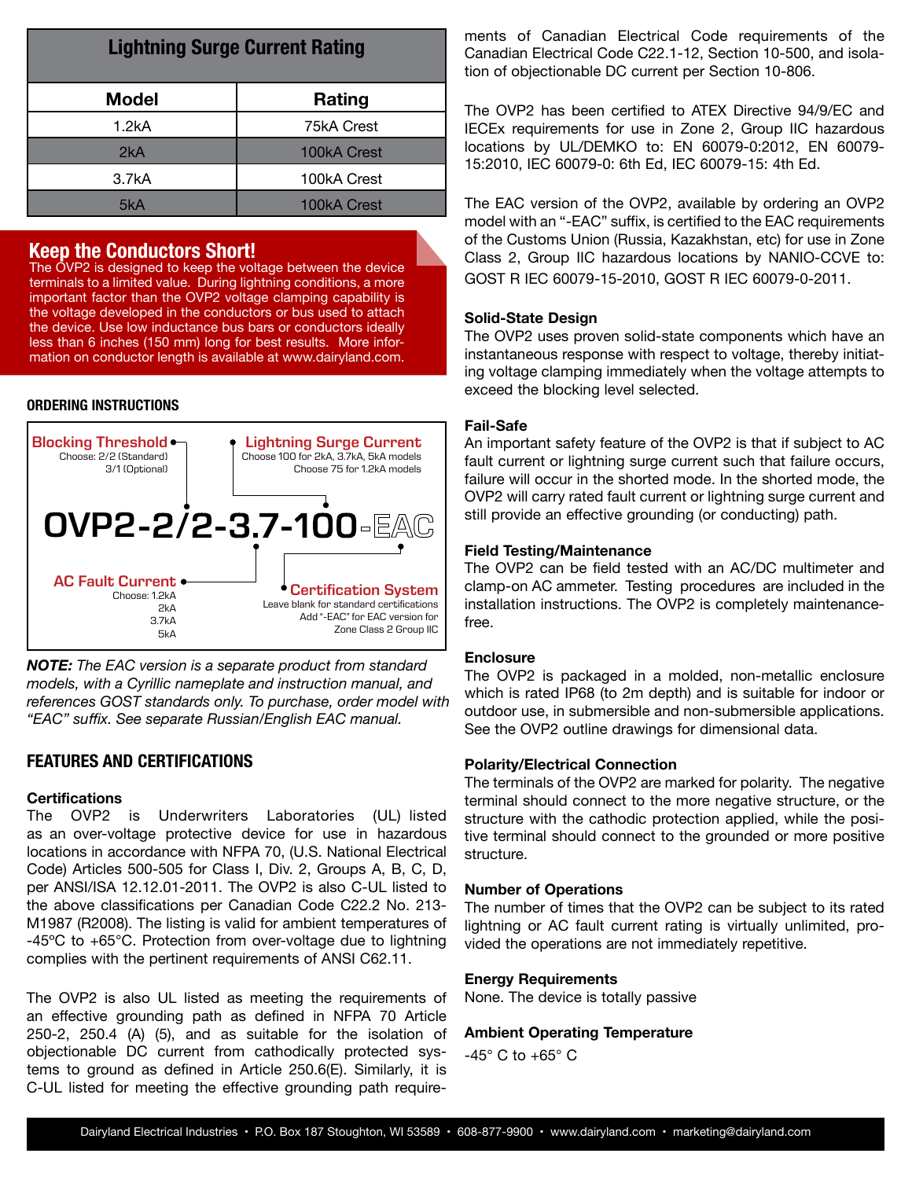## Lightning Surge Current Rating

| Model | Rating |
|---|---|
| 1.2kA | 75kA Crest |
| 2kA | 100kA Crest |
| 3.7kA | 100kA Crest |
| 5kA | 100kA Crest |

## Keep the Conductors Short!

The OVP2 is designed to keep the voltage between the device terminals to a limited value. During lightning conditions, a more important factor than the OVP2 voltage clamping capability is the voltage developed in the conductors or bus used to attach the device. Use low inductance bus bars or conductors ideally less than 6 inches (150 mm) long for best results. More information on conductor length is available at www.dairyland.com.

### ORDERING INSTRUCTIONS

**OVP2-2/2-3.7-100-EAC**

- **Blocking Threshold** — Choose: 2/2 (Standard), 3/1 (Optional)
- **Lightning Surge Current** — Choose 100 for 2kA, 3.7kA, 5kA models; Choose 75 for 1.2kA models
- **AC Fault Current** — Choose: 1.2kA, 2kA, 3.7kA, 5kA
- **Certification System** — Leave blank for standard certifications; Add "-EAC" for EAC version for Zone Class 2 Group IIC

***NOTE:*** *The EAC version is a separate product from standard models, with a Cyrillic nameplate and instruction manual, and references GOST standards only. To purchase, order model with "EAC" suffix. See separate Russian/English EAC manual.*

## FEATURES AND CERTIFICATIONS

### Certifications

The OVP2 is Underwriters Laboratories (UL) listed as an over-voltage protective device for use in hazardous locations in accordance with NFPA 70, (U.S. National Electrical Code) Articles 500-505 for Class I, Div. 2, Groups A, B, C, D, per ANSI/ISA 12.12.01-2011. The OVP2 is also C-UL listed to the above classifications per Canadian Code C22.2 No. 213-M1987 (R2008). The listing is valid for ambient temperatures of -45ºC to +65°C. Protection from over-voltage due to lightning complies with the pertinent requirements of ANSI C62.11.

The OVP2 is also UL listed as meeting the requirements of an effective grounding path as defined in NFPA 70 Article 250-2, 250.4 (A) (5), and as suitable for the isolation of objectionable DC current from cathodically protected systems to ground as defined in Article 250.6(E). Similarly, it is C-UL listed for meeting the effective grounding path requirements of Canadian Electrical Code requirements of the Canadian Electrical Code C22.1-12, Section 10-500, and isolation of objectionable DC current per Section 10-806.

The OVP2 has been certified to ATEX Directive 94/9/EC and IECEx requirements for use in Zone 2, Group IIC hazardous locations by UL/DEMKO to: EN 60079-0:2012, EN 60079-15:2010, IEC 60079-0: 6th Ed, IEC 60079-15: 4th Ed.

The EAC version of the OVP2, available by ordering an OVP2 model with an "-EAC" suffix, is certified to the EAC requirements of the Customs Union (Russia, Kazakhstan, etc) for use in Zone Class 2, Group IIC hazardous locations by NANIO-CCVE to: GOST R IEC 60079-15-2010, GOST R IEC 60079-0-2011.

### Solid-State Design

The OVP2 uses proven solid-state components which have an instantaneous response with respect to voltage, thereby initiating voltage clamping immediately when the voltage attempts to exceed the blocking level selected.

### Fail-Safe

An important safety feature of the OVP2 is that if subject to AC fault current or lightning surge current such that failure occurs, failure will occur in the shorted mode. In the shorted mode, the OVP2 will carry rated fault current or lightning surge current and still provide an effective grounding (or conducting) path.

### Field Testing/Maintenance

The OVP2 can be field tested with an AC/DC multimeter and clamp-on AC ammeter. Testing procedures are included in the installation instructions. The OVP2 is completely maintenance-free.

### Enclosure

The OVP2 is packaged in a molded, non-metallic enclosure which is rated IP68 (to 2m depth) and is suitable for indoor or outdoor use, in submersible and non-submersible applications. See the OVP2 outline drawings for dimensional data.

### Polarity/Electrical Connection

The terminals of the OVP2 are marked for polarity. The negative terminal should connect to the more negative structure, or the structure with the cathodic protection applied, while the positive terminal should connect to the grounded or more positive structure.

### Number of Operations

The number of times that the OVP2 can be subject to its rated lightning or AC fault current rating is virtually unlimited, provided the operations are not immediately repetitive.

### Energy Requirements

None. The device is totally passive

### Ambient Operating Temperature

-45° C to +65° C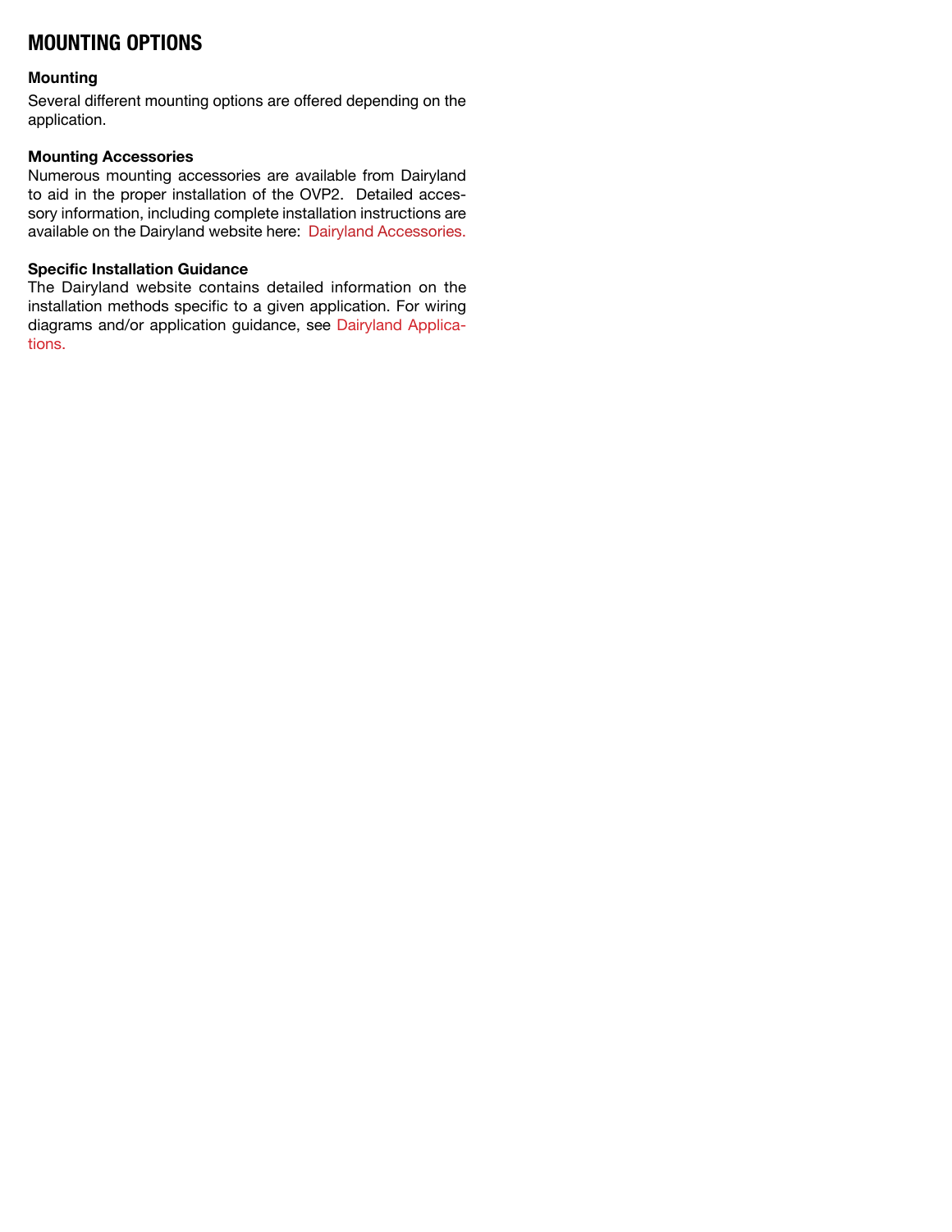## MOUNTING OPTIONS

### Mounting

Several different mounting options are offered depending on the application.

### Mounting Accessories

Numerous mounting accessories are available from Dairyland to aid in the proper installation of the OVP2. Detailed accessory information, including complete installation instructions are available on the Dairyland website here: Dairyland Accessories.

### Specific Installation Guidance

The Dairyland website contains detailed information on the installation methods specific to a given application. For wiring diagrams and/or application guidance, see Dairyland Applications.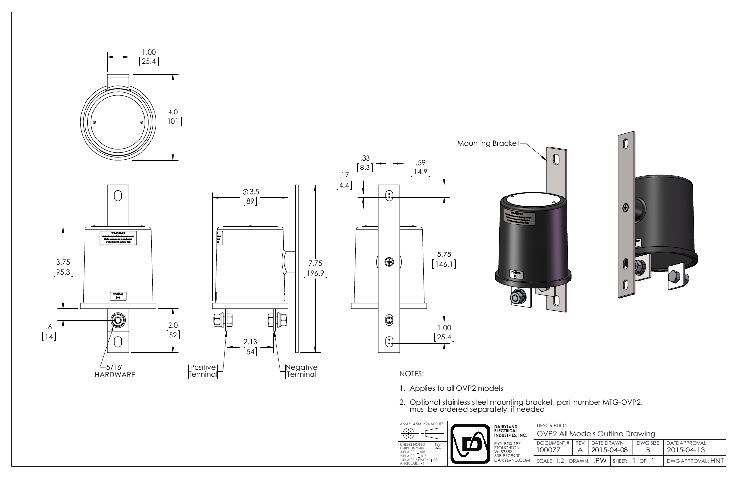1.00
[25.4]

4.0
[101]

3.75
[95.3]

.6
[14]

5/16"
HARDWARE

2.0
[52]

∅3.5
[89]

7.75
[196.9]

2.13
[54]

Positive Terminal

Negative Terminal

.33
[8.3]

.17
[4.4]

.59
[14.9]

5.75
[146.1]

1.00
[25.4]

Mounting Bracket

NOTES:

1. Applies to all OVP2 models
2. Optional stainless steel mounting bracket, part number MTG-OVP2, must be ordered separately, if needed

| | | | | | | |
|---|---|---|---|---|---|---|
| ANSI Y14.5M 1994 APPLIES | DAIRYLAND ELECTRICAL INDUSTRIES, INC. | DESCRIPTION: OVP2 All Models Outline Drawing | | | | |
| UNLESS NOTED UNITS: INCHES 3-PLACE: ±.005 2-PLACE: ±.015 1-PLACE / FRAC: ±.03 ANGULAR: ±1 63 | P.O. BOX 187 STOUGHTON, WI 53589 608-877-9900 DAIRYLAND.COM | DOCUMENT # 100077 | REV A | DATE DRAWN 2015-04-08 | DWG SIZE B | DATE APPROVAL 2015-04-13 |
| | | SCALE 1:2 | DRAWN: JPW | SHEET: 1 OF 1 | | DWG APPROVAL: HNT |